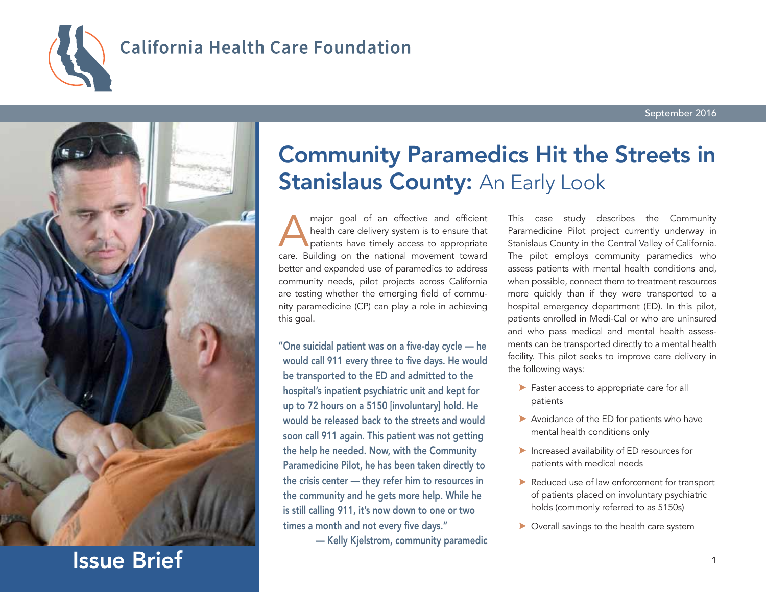California Health Care Foundation

September 2016

# Community Paramedics Hit the Streets in Stanislaus County: An Early Look

A major goal of an effective and efficient health care delivery system is to ensure that patients have timely access to appropriate care. Building on the national movement toward better and expanded use of paramedics to address community needs, pilot projects across California are testing whether the emerging field of community paramedicine (CP) can play a role in achieving this goal.

> "One suicidal patient was on a five-day cycle — he would call 911 every three to five days. He would be transported to the ED and admitted to the hospital's inpatient psychiatric unit and kept for up to 72 hours on a 5150 [involuntary] hold. He would be released back to the streets and would soon call 911 again. This patient was not getting the help he needed. Now, with the Community Paramedicine Pilot, he has been taken directly to the crisis center — they refer him to resources in the community and he gets more help. While he is still calling 911, it's now down to one or two times a month and not every five days."
>
> — Kelly Kjelstrom, community paramedic

This case study describes the Community Paramedicine Pilot project currently underway in Stanislaus County in the Central Valley of California. The pilot employs community paramedics who assess patients with mental health conditions and, when possible, connect them to treatment resources more quickly than if they were transported to a hospital emergency department (ED). In this pilot, patients enrolled in Medi-Cal or who are uninsured and who pass medical and mental health assessments can be transported directly to a mental health facility. This pilot seeks to improve care delivery in the following ways:

- Faster access to appropriate care for all patients
- Avoidance of the ED for patients who have mental health conditions only
- Increased availability of ED resources for patients with medical needs
- Reduced use of law enforcement for transport of patients placed on involuntary psychiatric holds (commonly referred to as 5150s)
- Overall savings to the health care system

Issue Brief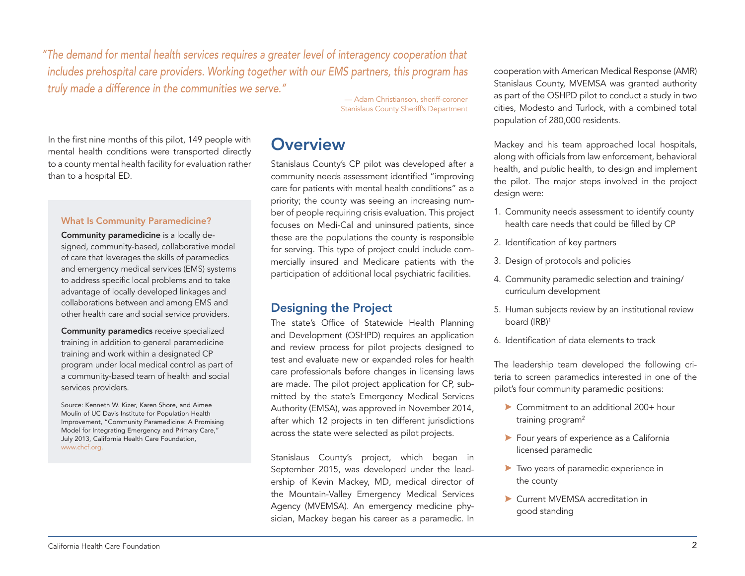*"The demand for mental health services requires a greater level of interagency cooperation that includes prehospital care providers. Working together with our EMS partners, this program has truly made a difference in the communities we serve."*

— Adam Christianson, sheriff-coroner
Stanislaus County Sheriff's Department

In the first nine months of this pilot, 149 people with mental health conditions were transported directly to a county mental health facility for evaluation rather than to a hospital ED.

### What Is Community Paramedicine?

**Community paramedicine** is a locally designed, community-based, collaborative model of care that leverages the skills of paramedics and emergency medical services (EMS) systems to address specific local problems and to take advantage of locally developed linkages and collaborations between and among EMS and other health care and social service providers.

**Community paramedics** receive specialized training in addition to general paramedicine training and work within a designated CP program under local medical control as part of a community-based team of health and social services providers.

Source: Kenneth W. Kizer, Karen Shore, and Aimee Moulin of UC Davis Institute for Population Health Improvement, "Community Paramedicine: A Promising Model for Integrating Emergency and Primary Care," July 2013, California Health Care Foundation, www.chcf.org.

# Overview

Stanislaus County's CP pilot was developed after a community needs assessment identified "improving care for patients with mental health conditions" as a priority; the county was seeing an increasing number of people requiring crisis evaluation. This project focuses on Medi-Cal and uninsured patients, since these are the populations the county is responsible for serving. This type of project could include commercially insured and Medicare patients with the participation of additional local psychiatric facilities.

## Designing the Project

The state's Office of Statewide Health Planning and Development (OSHPD) requires an application and review process for pilot projects designed to test and evaluate new or expanded roles for health care professionals before changes in licensing laws are made. The pilot project application for CP, submitted by the state's Emergency Medical Services Authority (EMSA), was approved in November 2014, after which 12 projects in ten different jurisdictions across the state were selected as pilot projects.

Stanislaus County's project, which began in September 2015, was developed under the leadership of Kevin Mackey, MD, medical director of the Mountain-Valley Emergency Medical Services Agency (MVEMSA). An emergency medicine physician, Mackey began his career as a paramedic. In cooperation with American Medical Response (AMR) Stanislaus County, MVEMSA was granted authority as part of the OSHPD pilot to conduct a study in two cities, Modesto and Turlock, with a combined total population of 280,000 residents.

Mackey and his team approached local hospitals, along with officials from law enforcement, behavioral health, and public health, to design and implement the pilot. The major steps involved in the project design were:

1. Community needs assessment to identify county health care needs that could be filled by CP
2. Identification of key partners
3. Design of protocols and policies
4. Community paramedic selection and training/curriculum development
5. Human subjects review by an institutional review board (IRB)[1]
6. Identification of data elements to track

The leadership team developed the following criteria to screen paramedics interested in one of the pilot's four community paramedic positions:

- Commitment to an additional 200+ hour training program[2]
- Four years of experience as a California licensed paramedic
- Two years of paramedic experience in the county
- Current MVEMSA accreditation in good standing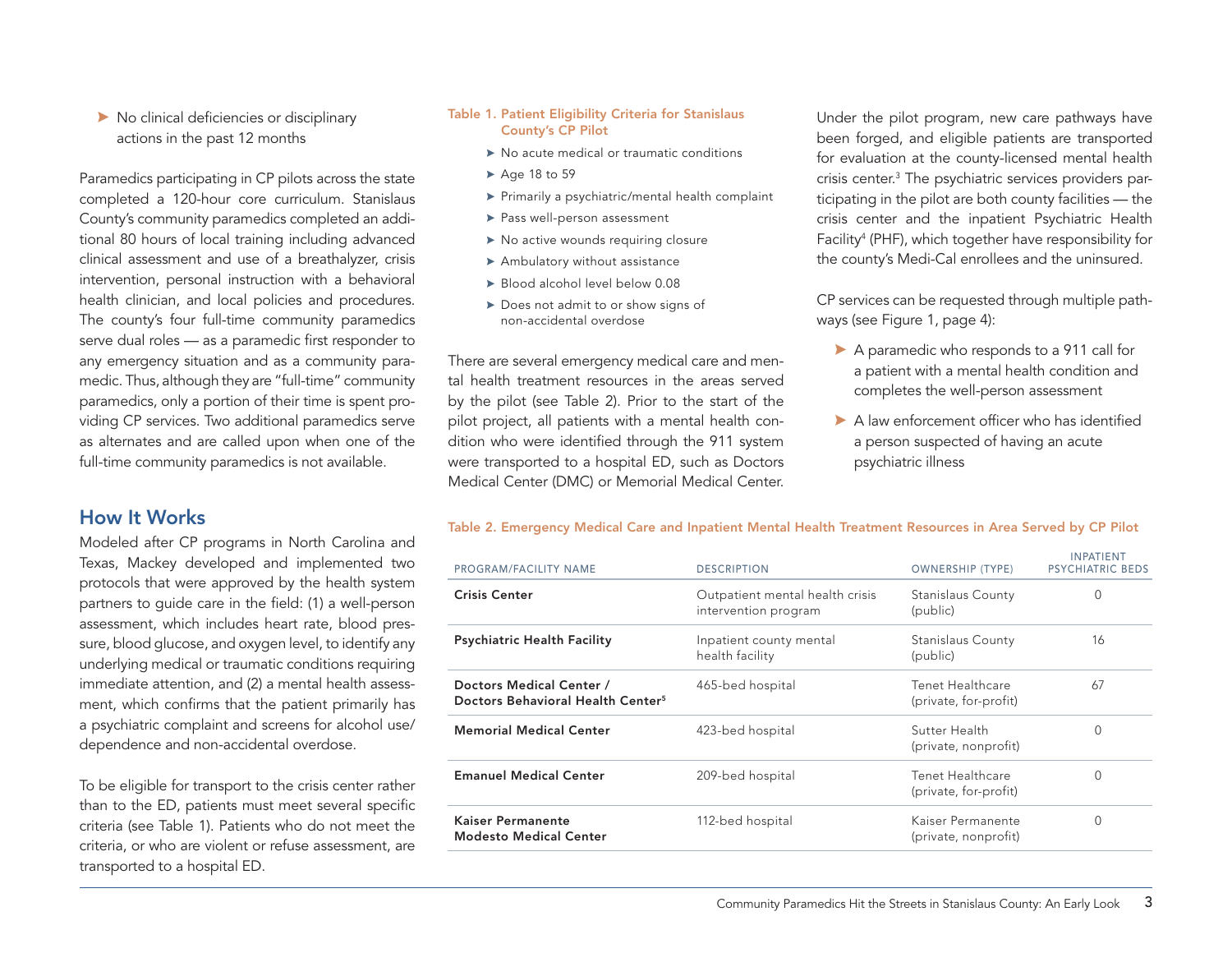- No clinical deficiencies or disciplinary actions in the past 12 months

Paramedics participating in CP pilots across the state completed a 120-hour core curriculum. Stanislaus County's community paramedics completed an additional 80 hours of local training including advanced clinical assessment and use of a breathalyzer, crisis intervention, personal instruction with a behavioral health clinician, and local policies and procedures. The county's four full-time community paramedics serve dual roles — as a paramedic first responder to any emergency situation and as a community paramedic. Thus, although they are "full-time" community paramedics, only a portion of their time is spent providing CP services. Two additional paramedics serve as alternates and are called upon when one of the full-time community paramedics is not available.

## How It Works

Modeled after CP programs in North Carolina and Texas, Mackey developed and implemented two protocols that were approved by the health system partners to guide care in the field: (1) a well-person assessment, which includes heart rate, blood pressure, blood glucose, and oxygen level, to identify any underlying medical or traumatic conditions requiring immediate attention, and (2) a mental health assessment, which confirms that the patient primarily has a psychiatric complaint and screens for alcohol use/dependence and non-accidental overdose.

To be eligible for transport to the crisis center rather than to the ED, patients must meet several specific criteria (see Table 1). Patients who do not meet the criteria, or who are violent or refuse assessment, are transported to a hospital ED.

**Table 1. Patient Eligibility Criteria for Stanislaus County's CP Pilot**

- No acute medical or traumatic conditions
- Age 18 to 59
- Primarily a psychiatric/mental health complaint
- Pass well-person assessment
- No active wounds requiring closure
- Ambulatory without assistance
- Blood alcohol level below 0.08
- Does not admit to or show signs of non-accidental overdose

There are several emergency medical care and mental health treatment resources in the areas served by the pilot (see Table 2). Prior to the start of the pilot project, all patients with a mental health condition who were identified through the 911 system were transported to a hospital ED, such as Doctors Medical Center (DMC) or Memorial Medical Center.

Under the pilot program, new care pathways have been forged, and eligible patients are transported for evaluation at the county-licensed mental health crisis center.[3] The psychiatric services providers participating in the pilot are both county facilities — the crisis center and the inpatient Psychiatric Health Facility[4] (PHF), which together have responsibility for the county's Medi-Cal enrollees and the uninsured.

CP services can be requested through multiple pathways (see Figure 1, page 4):

- A paramedic who responds to a 911 call for a patient with a mental health condition and completes the well-person assessment
- A law enforcement officer who has identified a person suspected of having an acute psychiatric illness

**Table 2. Emergency Medical Care and Inpatient Mental Health Treatment Resources in Area Served by CP Pilot**

| PROGRAM/FACILITY NAME | DESCRIPTION | OWNERSHIP (TYPE) | INPATIENT PSYCHIATRIC BEDS |
|---|---|---|---|
| **Crisis Center** | Outpatient mental health crisis intervention program | Stanislaus County (public) | 0 |
| **Psychiatric Health Facility** | Inpatient county mental health facility | Stanislaus County (public) | 16 |
| **Doctors Medical Center / Doctors Behavioral Health Center[5]** | 465-bed hospital | Tenet Healthcare (private, for-profit) | 67 |
| **Memorial Medical Center** | 423-bed hospital | Sutter Health (private, nonprofit) | 0 |
| **Emanuel Medical Center** | 209-bed hospital | Tenet Healthcare (private, for-profit) | 0 |
| **Kaiser Permanente Modesto Medical Center** | 112-bed hospital | Kaiser Permanente (private, nonprofit) | 0 |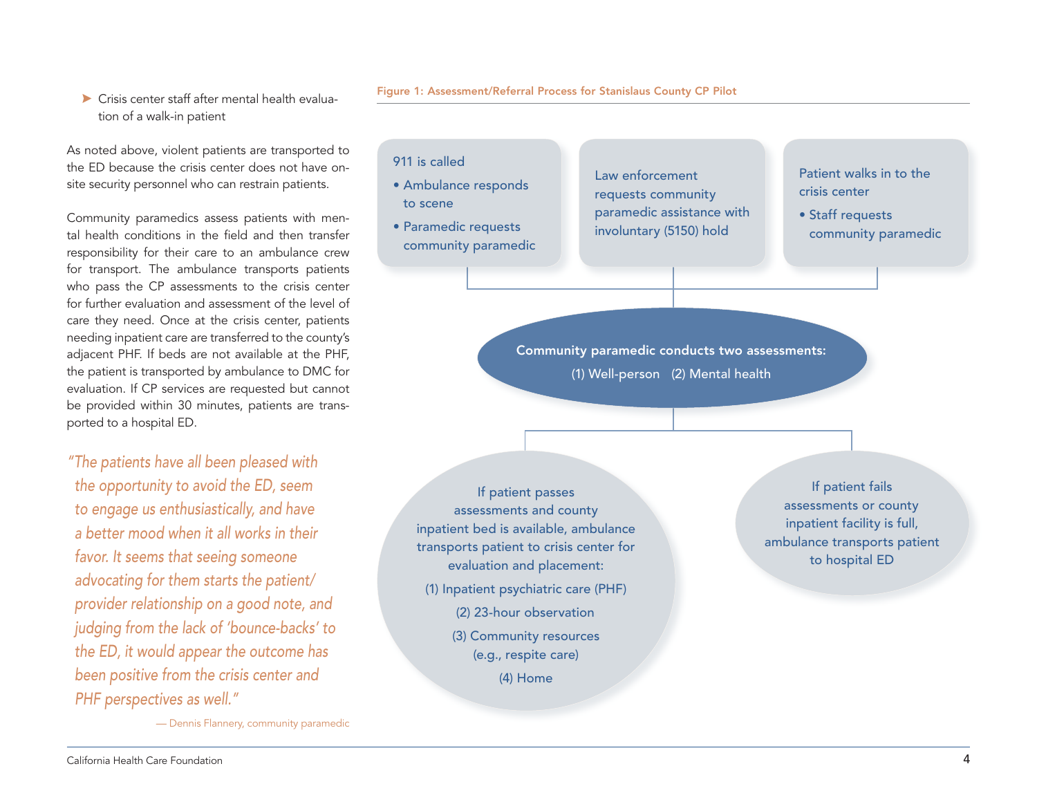- Crisis center staff after mental health evaluation of a walk-in patient

As noted above, violent patients are transported to the ED because the crisis center does not have on-site security personnel who can restrain patients.

Community paramedics assess patients with mental health conditions in the field and then transfer responsibility for their care to an ambulance crew for transport. The ambulance transports patients who pass the CP assessments to the crisis center for further evaluation and assessment of the level of care they need. Once at the crisis center, patients needing inpatient care are transferred to the county's adjacent PHF. If beds are not available at the PHF, the patient is transported by ambulance to DMC for evaluation. If CP services are requested but cannot be provided within 30 minutes, patients are transported to a hospital ED.

> *"The patients have all been pleased with the opportunity to avoid the ED, seem to engage us enthusiastically, and have a better mood when it all works in their favor. It seems that seeing someone advocating for them starts the patient/provider relationship on a good note, and judging from the lack of 'bounce-backs' to the ED, it would appear the outcome has been positive from the crisis center and PHF perspectives as well."*
>
> — Dennis Flannery, community paramedic

**Figure 1: Assessment/Referral Process for Stanislaus County CP Pilot**

911 is called
- Ambulance responds to scene
- Paramedic requests community paramedic

Law enforcement requests community paramedic assistance with involuntary (5150) hold

Patient walks in to the crisis center
- Staff requests community paramedic

**Community paramedic conducts two assessments:**
(1) Well-person (2) Mental health

If patient passes assessments and county inpatient bed is available, ambulance transports patient to crisis center for evaluation and placement:
(1) Inpatient psychiatric care (PHF)
(2) 23-hour observation
(3) Community resources (e.g., respite care)
(4) Home

If patient fails assessments or county inpatient facility is full, ambulance transports patient to hospital ED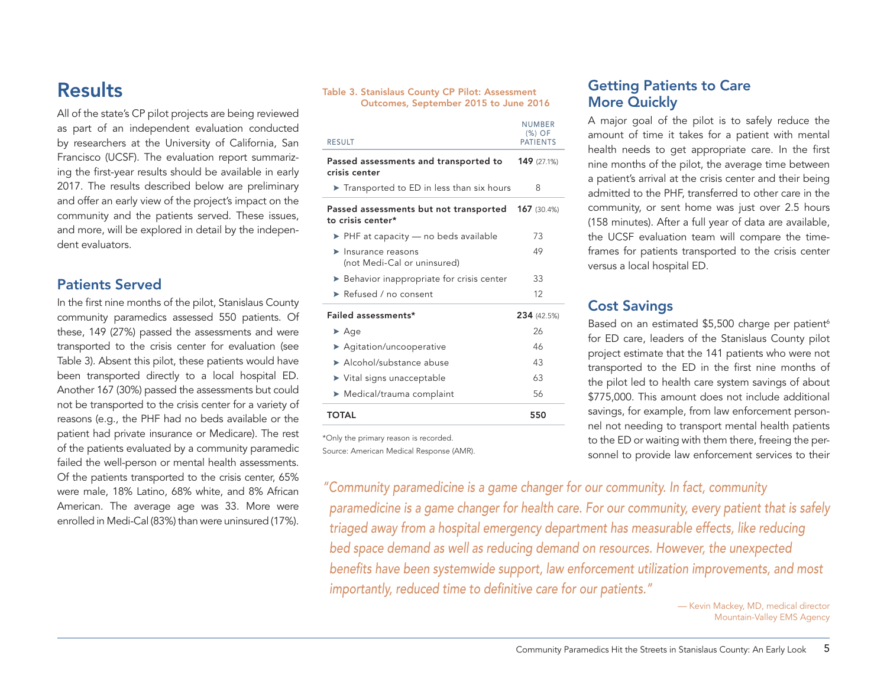## Results

All of the state's CP pilot projects are being reviewed as part of an independent evaluation conducted by researchers at the University of California, San Francisco (UCSF). The evaluation report summarizing the first-year results should be available in early 2017. The results described below are preliminary and offer an early view of the project's impact on the community and the patients served. These issues, and more, will be explored in detail by the independent evaluators.

### Patients Served

In the first nine months of the pilot, Stanislaus County community paramedics assessed 550 patients. Of these, 149 (27%) passed the assessments and were transported to the crisis center for evaluation (see Table 3). Absent this pilot, these patients would have been transported directly to a local hospital ED. Another 167 (30%) passed the assessments but could not be transported to the crisis center for a variety of reasons (e.g., the PHF had no beds available or the patient had private insurance or Medicare). The rest of the patients evaluated by a community paramedic failed the well-person or mental health assessments. Of the patients transported to the crisis center, 65% were male, 18% Latino, 68% white, and 8% African American. The average age was 33. More were enrolled in Medi-Cal (83%) than were uninsured (17%).

**Table 3. Stanislaus County CP Pilot: Assessment Outcomes, September 2015 to June 2016**

| RESULT | NUMBER (%) OF PATIENTS |
|---|---|
| **Passed assessments and transported to crisis center** | **149** (27.1%) |
| ➤ Transported to ED in less than six hours | 8 |
| **Passed assessments but not transported to crisis center*** | **167** (30.4%) |
| ➤ PHF at capacity — no beds available | 73 |
| ➤ Insurance reasons (not Medi-Cal or uninsured) | 49 |
| ➤ Behavior inappropriate for crisis center | 33 |
| ➤ Refused / no consent | 12 |
| **Failed assessments*** | **234** (42.5%) |
| ➤ Age | 26 |
| ➤ Agitation/uncooperative | 46 |
| ➤ Alcohol/substance abuse | 43 |
| ➤ Vital signs unacceptable | 63 |
| ➤ Medical/trauma complaint | 56 |
| **TOTAL** | **550** |

*Only the primary reason is recorded.
Source: American Medical Response (AMR).

### Getting Patients to Care More Quickly

A major goal of the pilot is to safely reduce the amount of time it takes for a patient with mental health needs to get appropriate care. In the first nine months of the pilot, the average time between a patient's arrival at the crisis center and their being admitted to the PHF, transferred to other care in the community, or sent home was just over 2.5 hours (158 minutes). After a full year of data are available, the UCSF evaluation team will compare the timeframes for patients transported to the crisis center versus a local hospital ED.

### Cost Savings

Based on an estimated $5,500 charge per patient[6] for ED care, leaders of the Stanislaus County pilot project estimate that the 141 patients who were not transported to the ED in the first nine months of the pilot led to health care system savings of about $775,000. This amount does not include additional savings, for example, from law enforcement personnel not needing to transport mental health patients to the ED or waiting with them there, freeing the personnel to provide law enforcement services to their

*"Community paramedicine is a game changer for our community. In fact, community paramedicine is a game changer for health care. For our community, every patient that is safely triaged away from a hospital emergency department has measurable effects, like reducing bed space demand as well as reducing demand on resources. However, the unexpected benefits have been systemwide support, law enforcement utilization improvements, and most importantly, reduced time to definitive care for our patients."*

— Kevin Mackey, MD, medical director
Mountain-Valley EMS Agency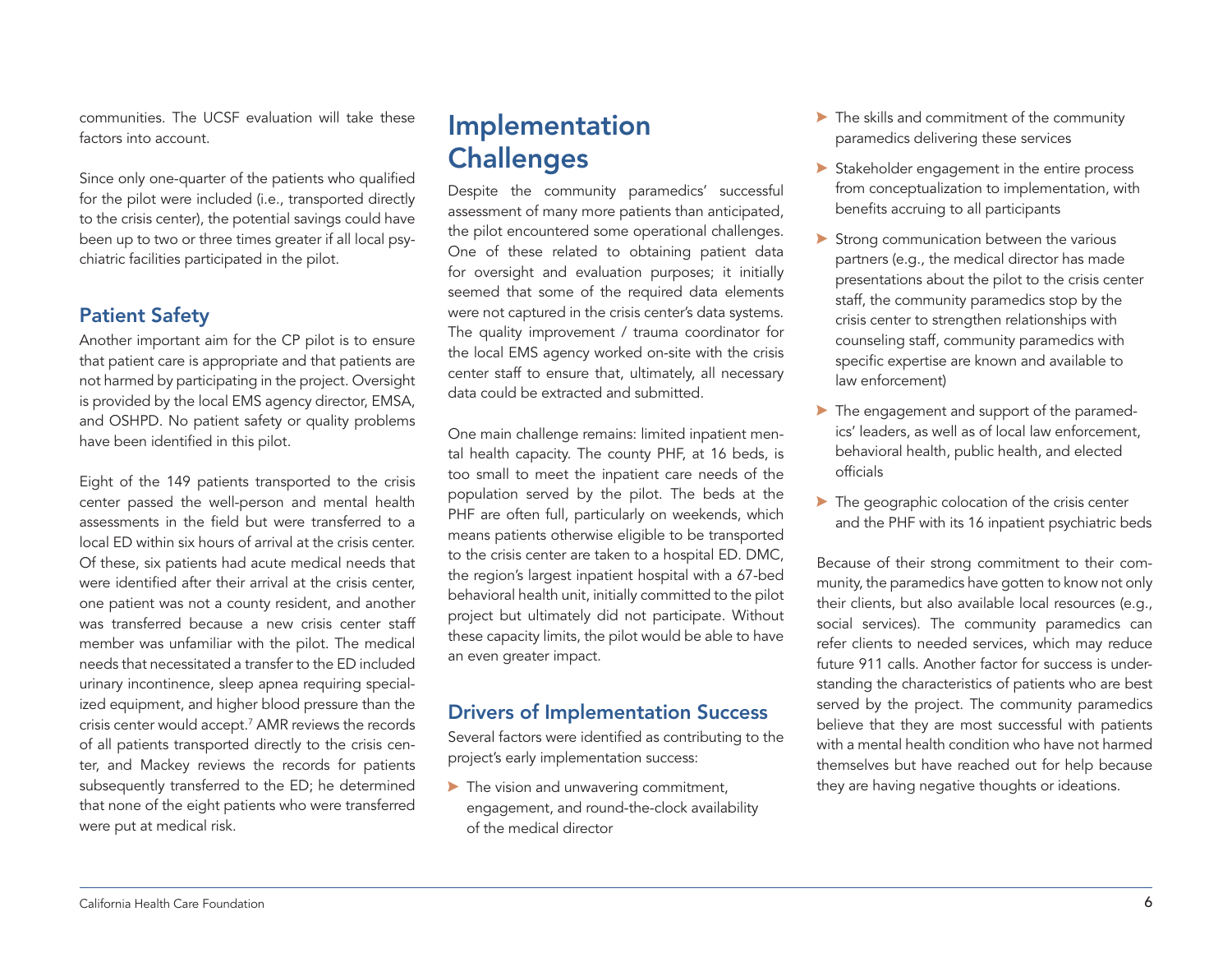communities. The UCSF evaluation will take these factors into account.

Since only one-quarter of the patients who qualified for the pilot were included (i.e., transported directly to the crisis center), the potential savings could have been up to two or three times greater if all local psychiatric facilities participated in the pilot.

### Patient Safety

Another important aim for the CP pilot is to ensure that patient care is appropriate and that patients are not harmed by participating in the project. Oversight is provided by the local EMS agency director, EMSA, and OSHPD. No patient safety or quality problems have been identified in this pilot.

Eight of the 149 patients transported to the crisis center passed the well-person and mental health assessments in the field but were transferred to a local ED within six hours of arrival at the crisis center. Of these, six patients had acute medical needs that were identified after their arrival at the crisis center, one patient was not a county resident, and another was transferred because a new crisis center staff member was unfamiliar with the pilot. The medical needs that necessitated a transfer to the ED included urinary incontinence, sleep apnea requiring specialized equipment, and higher blood pressure than the crisis center would accept.[7] AMR reviews the records of all patients transported directly to the crisis center, and Mackey reviews the records for patients subsequently transferred to the ED; he determined that none of the eight patients who were transferred were put at medical risk.

## Implementation Challenges

Despite the community paramedics' successful assessment of many more patients than anticipated, the pilot encountered some operational challenges. One of these related to obtaining patient data for oversight and evaluation purposes; it initially seemed that some of the required data elements were not captured in the crisis center's data systems. The quality improvement / trauma coordinator for the local EMS agency worked on-site with the crisis center staff to ensure that, ultimately, all necessary data could be extracted and submitted.

One main challenge remains: limited inpatient mental health capacity. The county PHF, at 16 beds, is too small to meet the inpatient care needs of the population served by the pilot. The beds at the PHF are often full, particularly on weekends, which means patients otherwise eligible to be transported to the crisis center are taken to a hospital ED. DMC, the region's largest inpatient hospital with a 67-bed behavioral health unit, initially committed to the pilot project but ultimately did not participate. Without these capacity limits, the pilot would be able to have an even greater impact.

### Drivers of Implementation Success

Several factors were identified as contributing to the project's early implementation success:

- The vision and unwavering commitment, engagement, and round-the-clock availability of the medical director
- The skills and commitment of the community paramedics delivering these services
- Stakeholder engagement in the entire process from conceptualization to implementation, with benefits accruing to all participants
- Strong communication between the various partners (e.g., the medical director has made presentations about the pilot to the crisis center staff, the community paramedics stop by the crisis center to strengthen relationships with counseling staff, community paramedics with specific expertise are known and available to law enforcement)
- The engagement and support of the paramedics' leaders, as well as of local law enforcement, behavioral health, public health, and elected officials
- The geographic colocation of the crisis center and the PHF with its 16 inpatient psychiatric beds

Because of their strong commitment to their community, the paramedics have gotten to know not only their clients, but also available local resources (e.g., social services). The community paramedics can refer clients to needed services, which may reduce future 911 calls. Another factor for success is understanding the characteristics of patients who are best served by the project. The community paramedics believe that they are most successful with patients with a mental health condition who have not harmed themselves but have reached out for help because they are having negative thoughts or ideations.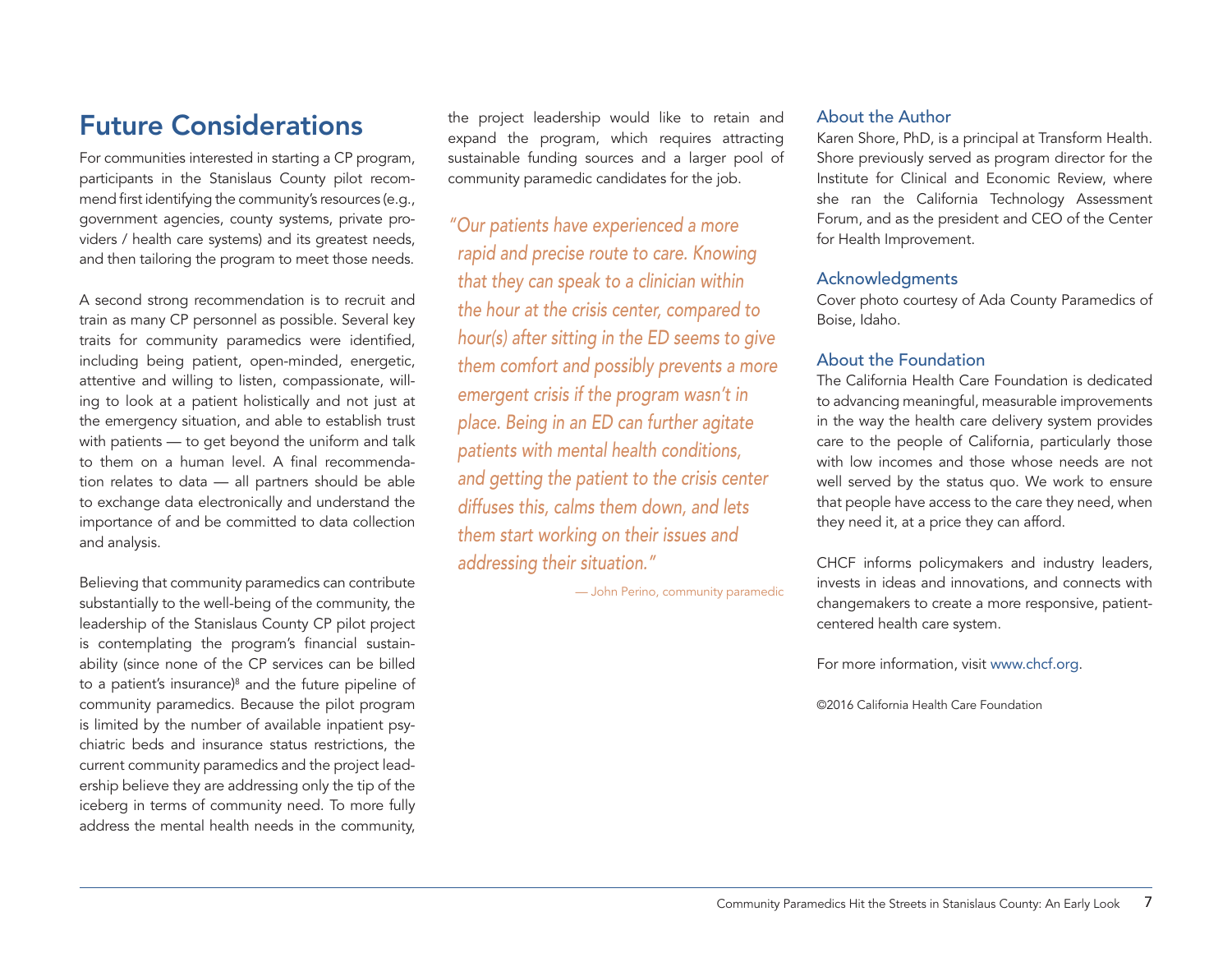## Future Considerations

For communities interested in starting a CP program, participants in the Stanislaus County pilot recommend first identifying the community's resources (e.g., government agencies, county systems, private providers / health care systems) and its greatest needs, and then tailoring the program to meet those needs.

A second strong recommendation is to recruit and train as many CP personnel as possible. Several key traits for community paramedics were identified, including being patient, open-minded, energetic, attentive and willing to listen, compassionate, willing to look at a patient holistically and not just at the emergency situation, and able to establish trust with patients — to get beyond the uniform and talk to them on a human level. A final recommendation relates to data — all partners should be able to exchange data electronically and understand the importance of and be committed to data collection and analysis.

Believing that community paramedics can contribute substantially to the well-being of the community, the leadership of the Stanislaus County CP pilot project is contemplating the program's financial sustainability (since none of the CP services can be billed to a patient's insurance)[8] and the future pipeline of community paramedics. Because the pilot program is limited by the number of available inpatient psychiatric beds and insurance status restrictions, the current community paramedics and the project leadership believe they are addressing only the tip of the iceberg in terms of community need. To more fully address the mental health needs in the community, the project leadership would like to retain and expand the program, which requires attracting sustainable funding sources and a larger pool of community paramedic candidates for the job.

> *"Our patients have experienced a more rapid and precise route to care. Knowing that they can speak to a clinician within the hour at the crisis center, compared to hour(s) after sitting in the ED seems to give them comfort and possibly prevents a more emergent crisis if the program wasn't in place. Being in an ED can further agitate patients with mental health conditions, and getting the patient to the crisis center diffuses this, calms them down, and lets them start working on their issues and addressing their situation."*
>
> — John Perino, community paramedic

### About the Author

Karen Shore, PhD, is a principal at Transform Health. Shore previously served as program director for the Institute for Clinical and Economic Review, where she ran the California Technology Assessment Forum, and as the president and CEO of the Center for Health Improvement.

### Acknowledgments

Cover photo courtesy of Ada County Paramedics of Boise, Idaho.

### About the Foundation

The California Health Care Foundation is dedicated to advancing meaningful, measurable improvements in the way the health care delivery system provides care to the people of California, particularly those with low incomes and those whose needs are not well served by the status quo. We work to ensure that people have access to the care they need, when they need it, at a price they can afford.

CHCF informs policymakers and industry leaders, invests in ideas and innovations, and connects with changemakers to create a more responsive, patient-centered health care system.

For more information, visit www.chcf.org.

©2016 California Health Care Foundation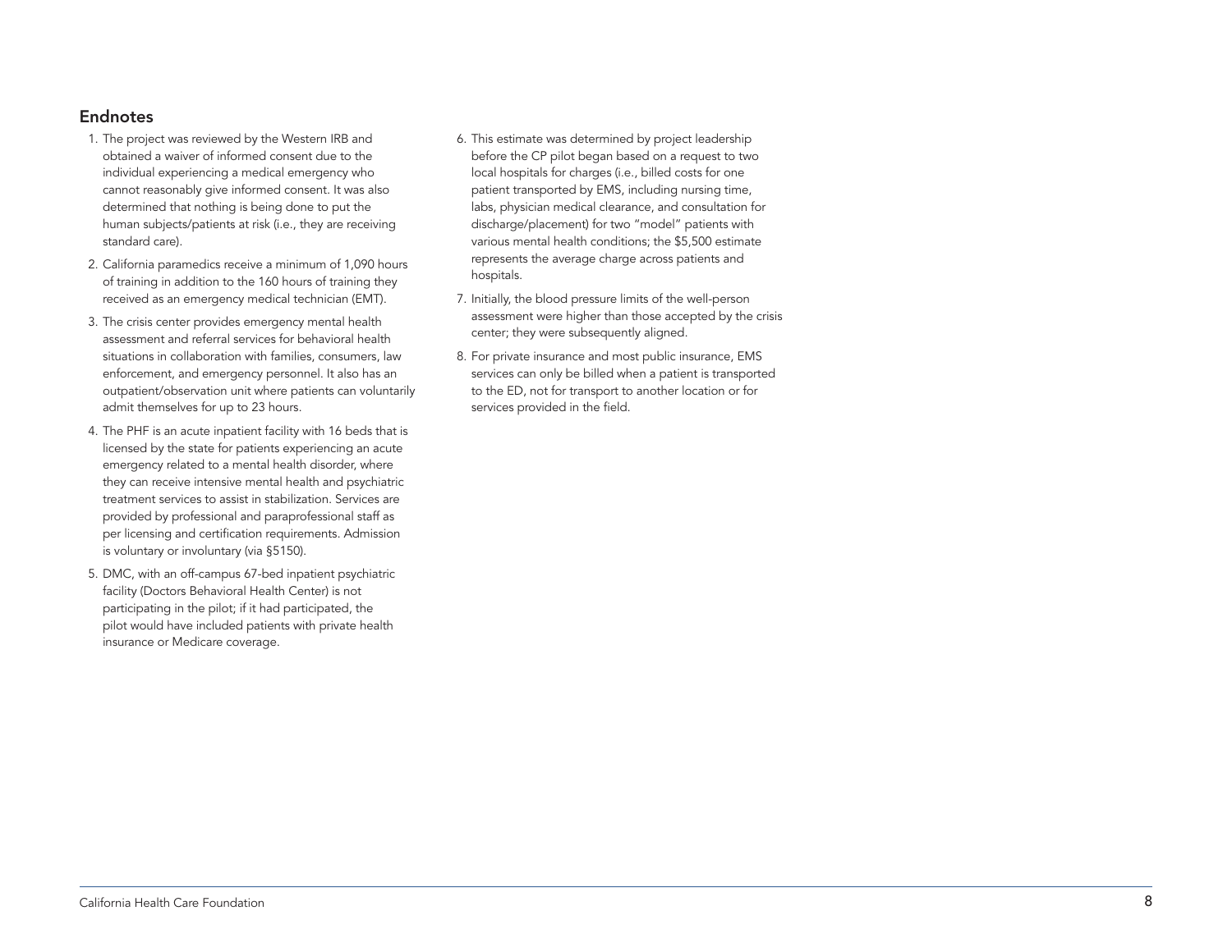## Endnotes

1. The project was reviewed by the Western IRB and obtained a waiver of informed consent due to the individual experiencing a medical emergency who cannot reasonably give informed consent. It was also determined that nothing is being done to put the human subjects/patients at risk (i.e., they are receiving standard care).
2. California paramedics receive a minimum of 1,090 hours of training in addition to the 160 hours of training they received as an emergency medical technician (EMT).
3. The crisis center provides emergency mental health assessment and referral services for behavioral health situations in collaboration with families, consumers, law enforcement, and emergency personnel. It also has an outpatient/observation unit where patients can voluntarily admit themselves for up to 23 hours.
4. The PHF is an acute inpatient facility with 16 beds that is licensed by the state for patients experiencing an acute emergency related to a mental health disorder, where they can receive intensive mental health and psychiatric treatment services to assist in stabilization. Services are provided by professional and paraprofessional staff as per licensing and certification requirements. Admission is voluntary or involuntary (via §5150).
5. DMC, with an off-campus 67-bed inpatient psychiatric facility (Doctors Behavioral Health Center) is not participating in the pilot; if it had participated, the pilot would have included patients with private health insurance or Medicare coverage.
6. This estimate was determined by project leadership before the CP pilot began based on a request to two local hospitals for charges (i.e., billed costs for one patient transported by EMS, including nursing time, labs, physician medical clearance, and consultation for discharge/placement) for two "model" patients with various mental health conditions; the $5,500 estimate represents the average charge across patients and hospitals.
7. Initially, the blood pressure limits of the well-person assessment were higher than those accepted by the crisis center; they were subsequently aligned.
8. For private insurance and most public insurance, EMS services can only be billed when a patient is transported to the ED, not for transport to another location or for services provided in the field.